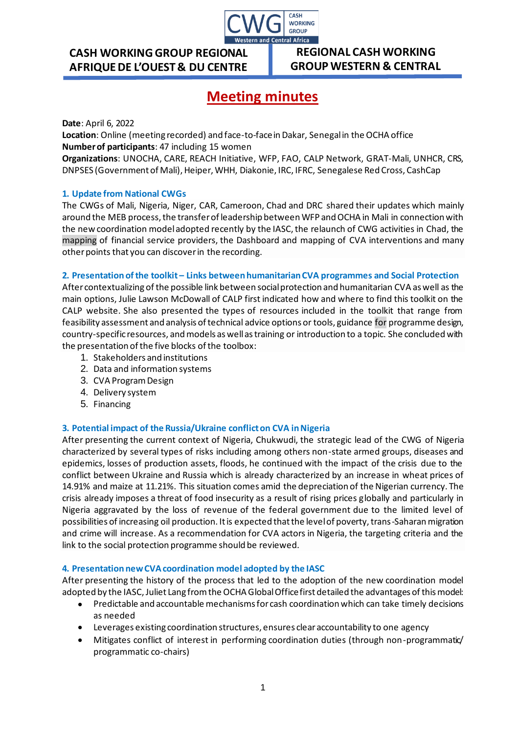CASH WORKING GROUP REGIONAL AFRIQUE DE L'OUEST & DU CENTRE

REGIONAL CASH WORKING GROUP WESTERN & CENTRAL

# Meeting minutes

**Date**: April 6, 2022
**Location**: Online (meeting recorded) and face-to-face in Dakar, Senegal in the OCHA office
**Number of participants**: 47 including 15 women
**Organizations**: UNOCHA, CARE, REACH Initiative, WFP, FAO, CALP Network, GRAT-Mali, UNHCR, CRS, DNPSES (Government of Mali), Heiper, WHH, Diakonie, IRC, IFRC, Senegalese Red Cross, CashCap

## 1. Update from National CWGs

The CWGs of Mali, Nigeria, Niger, CAR, Cameroon, Chad and DRC shared their updates which mainly around the MEB process, the transfer of leadership between WFP and OCHA in Mali in connection with the new coordination model adopted recently by the IASC, the relaunch of CWG activities in Chad, the mapping of financial service providers, the Dashboard and mapping of CVA interventions and many other points that you can discover in the recording.

## 2. Presentation of the toolkit – Links between humanitarian CVA programmes and Social Protection

After contextualizing of the possible link between social protection and humanitarian CVA as well as the main options, Julie Lawson McDowall of CALP first indicated how and where to find this toolkit on the CALP website. She also presented the types of resources included in the toolkit that range from feasibility assessment and analysis of technical advice options or tools, guidance for programme design, country-specific resources, and models as well as training or introduction to a topic. She concluded with the presentation of the five blocks of the toolbox:

1. Stakeholders and institutions
2. Data and information systems
3. CVA Program Design
4. Delivery system
5. Financing

## 3. Potential impact of the Russia/Ukraine conflict on CVA in Nigeria

After presenting the current context of Nigeria, Chukwudi, the strategic lead of the CWG of Nigeria characterized by several types of risks including among others non-state armed groups, diseases and epidemics, losses of production assets, floods, he continued with the impact of the crisis due to the conflict between Ukraine and Russia which is already characterized by an increase in wheat prices of 14.91% and maize at 11.21%. This situation comes amid the depreciation of the Nigerian currency. The crisis already imposes a threat of food insecurity as a result of rising prices globally and particularly in Nigeria aggravated by the loss of revenue of the federal government due to the limited level of possibilities of increasing oil production. It is expected that the level of poverty, trans-Saharan migration and crime will increase. As a recommendation for CVA actors in Nigeria, the targeting criteria and the link to the social protection programme should be reviewed.

## 4. Presentation new CVA coordination model adopted by the IASC

After presenting the history of the process that led to the adoption of the new coordination model adopted by the IASC, Juliet Lang from the OCHA Global Office first detailed the advantages of this model:

- Predictable and accountable mechanisms for cash coordination which can take timely decisions as needed
- Leverages existing coordination structures, ensures clear accountability to one agency
- Mitigates conflict of interest in performing coordination duties (through non-programmatic/ programmatic co-chairs)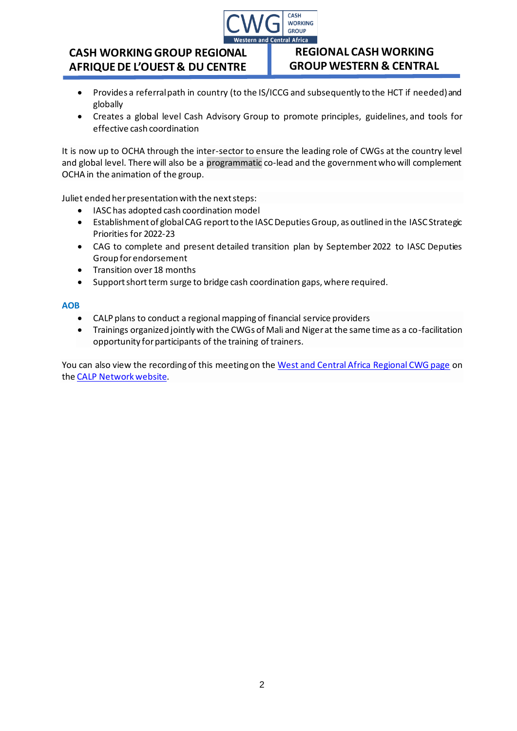- Provides a referral path in country (to the IS/ICCG and subsequently to the HCT if needed) and globally
- Creates a global level Cash Advisory Group to promote principles, guidelines, and tools for effective cash coordination

It is now up to OCHA through the inter-sector to ensure the leading role of CWGs at the country level and global level. There will also be a programmatic co-lead and the government who will complement OCHA in the animation of the group.

Juliet ended her presentation with the next steps:

- IASC has adopted cash coordination model
- Establishment of global CAG report to the IASC Deputies Group, as outlined in the IASC Strategic Priorities for 2022-23
- CAG to complete and present detailed transition plan by September 2022 to IASC Deputies Group for endorsement
- Transition over 18 months
- Support short term surge to bridge cash coordination gaps, where required.

**AOB**

- CALP plans to conduct a regional mapping of financial service providers
- Trainings organized jointly with the CWGs of Mali and Niger at the same time as a co-facilitation opportunity for participants of the training of trainers.

You can also view the recording of this meeting on the West and Central Africa Regional CWG page on the CALP Network website.